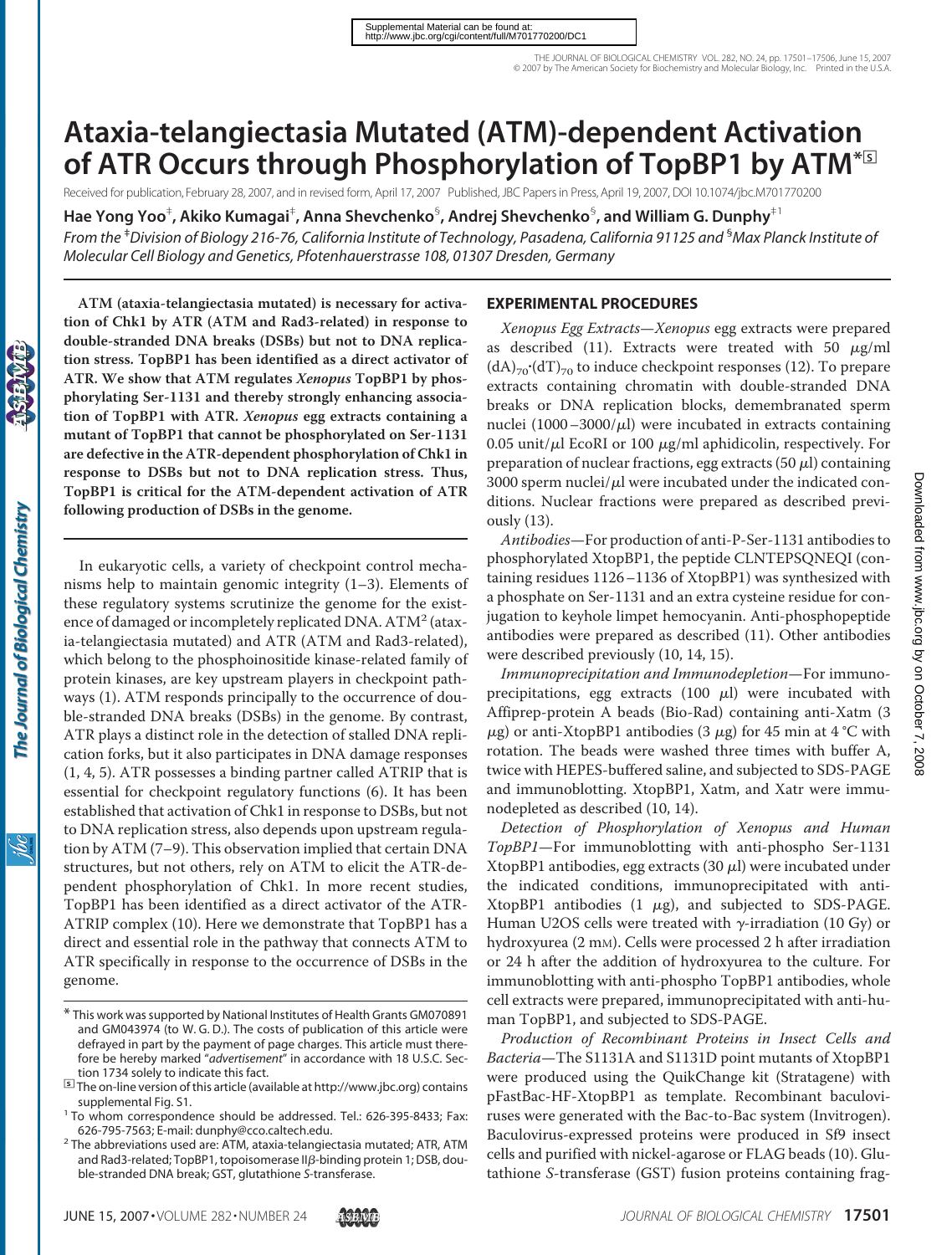Supplemental Material can be found at: http://www.jbc.org/cgi/content/full/M701770200/DC1

# Ataxia-telangiectasia Mutated (ATM)-dependent Activation of ATR Occurs through Phosphorylation of TopBP1 by ATM*

Received for publication, February 28, 2007, and in revised form, April 17, 2007 Published, JBC Papers in Press, April 19, 2007, DOI 10.1074/jbc.M701770200

**Hae Yong Yoo[‡], Akiko Kumagai[‡], Anna Shevchenko[§], Andrej Shevchenko[§], and William G. Dunphy[‡1]**

*From the [‡]Division of Biology 216-76, California Institute of Technology, Pasadena, California 91125 and [§]Max Planck Institute of Molecular Cell Biology and Genetics, Pfotenhauerstrasse 108, 01307 Dresden, Germany*

**ATM (ataxia-telangiectasia mutated) is necessary for activation of Chk1 by ATR (ATM and Rad3-related) in response to double-stranded DNA breaks (DSBs) but not to DNA replication stress. TopBP1 has been identified as a direct activator of ATR. We show that ATM regulates *Xenopus* TopBP1 by phosphorylating Ser-1131 and thereby strongly enhancing association of TopBP1 with ATR. *Xenopus* egg extracts containing a mutant of TopBP1 that cannot be phosphorylated on Ser-1131 are defective in the ATR-dependent phosphorylation of Chk1 in response to DSBs but not to DNA replication stress. Thus, TopBP1 is critical for the ATM-dependent activation of ATR following production of DSBs in the genome.**

In eukaryotic cells, a variety of checkpoint control mechanisms help to maintain genomic integrity (1–3). Elements of these regulatory systems scrutinize the genome for the existence of damaged or incompletely replicated DNA. ATM[2] (ataxia-telangiectasia mutated) and ATR (ATM and Rad3-related), which belong to the phosphoinositide kinase-related family of protein kinases, are key upstream players in checkpoint pathways (1). ATM responds principally to the occurrence of double-stranded DNA breaks (DSBs) in the genome. By contrast, ATR plays a distinct role in the detection of stalled DNA replication forks, but it also participates in DNA damage responses (1, 4, 5). ATR possesses a binding partner called ATRIP that is essential for checkpoint regulatory functions (6). It has been established that activation of Chk1 in response to DSBs, but not to DNA replication stress, also depends upon upstream regulation by ATM (7–9). This observation implied that certain DNA structures, but not others, rely on ATM to elicit the ATR-dependent phosphorylation of Chk1. In more recent studies, TopBP1 has been identified as a direct activator of the ATR-ATRIP complex (10). Here we demonstrate that TopBP1 has a direct and essential role in the pathway that connects ATM to ATR specifically in response to the occurrence of DSBs in the genome.

## EXPERIMENTAL PROCEDURES

*Xenopus Egg Extracts*—*Xenopus* egg extracts were prepared as described (11). Extracts were treated with 50 μg/ml $(dA)_{70}\cdot(dT)_{70}$ to induce checkpoint responses (12). To prepare extracts containing chromatin with double-stranded DNA breaks or DNA replication blocks, demembranated sperm nuclei (1000–3000/μl) were incubated in extracts containing 0.05 unit/μl EcoRI or 100 μg/ml aphidicolin, respectively. For preparation of nuclear fractions, egg extracts (50 μl) containing 3000 sperm nuclei/μl were incubated under the indicated conditions. Nuclear fractions were prepared as described previously (13).

*Antibodies*—For production of anti-P-Ser-1131 antibodies to phosphorylated XtopBP1, the peptide CLNTEPSQNEQI (containing residues 1126–1136 of XtopBP1) was synthesized with a phosphate on Ser-1131 and an extra cysteine residue for conjugation to keyhole limpet hemocyanin. Anti-phosphopeptide antibodies were prepared as described (11). Other antibodies were described previously (10, 14, 15).

*Immunoprecipitation and Immunodepletion*—For immunoprecipitations, egg extracts (100 μl) were incubated with Affiprep-protein A beads (Bio-Rad) containing anti-Xatm (3 μg) or anti-XtopBP1 antibodies (3 μg) for 45 min at 4 °C with rotation. The beads were washed three times with buffer A, twice with HEPES-buffered saline, and subjected to SDS-PAGE and immunoblotting. XtopBP1, Xatm, and Xatr were immunodepleted as described (10, 14).

*Detection of Phosphorylation of Xenopus and Human TopBP1*—For immunoblotting with anti-phospho Ser-1131 XtopBP1 antibodies, egg extracts (30 μl) were incubated under the indicated conditions, immunoprecipitated with anti-XtopBP1 antibodies (1 μg), and subjected to SDS-PAGE. Human U2OS cells were treated with γ-irradiation (10 Gy) or hydroxyurea (2 mM). Cells were processed 2 h after irradiation or 24 h after the addition of hydroxyurea to the culture. For immunoblotting with anti-phospho TopBP1 antibodies, whole cell extracts were prepared, immunoprecipitated with anti-human TopBP1, and subjected to SDS-PAGE.

*Production of Recombinant Proteins in Insect Cells and Bacteria*—The S1131A and S1131D point mutants of XtopBP1 were produced using the QuikChange kit (Stratagene) with pFastBac-HF-XtopBP1 as template. Recombinant baculoviruses were generated with the Bac-to-Bac system (Invitrogen). Baculovirus-expressed proteins were produced in Sf9 insect cells and purified with nickel-agarose or FLAG beads (10). Glutathione *S*-transferase (GST) fusion proteins containing frag-

\* This work was supported by National Institutes of Health Grants GM070891 and GM043974 (to W. G. D.). The costs of publication of this article were defrayed in part by the payment of page charges. This article must therefore be hereby marked "*advertisement*" in accordance with 18 U.S.C. Section 1734 solely to indicate this fact.

The on-line version of this article (available at http://www.jbc.org) contains supplemental Fig. S1.

[1] To whom correspondence should be addressed. Tel.: 626-395-8433; Fax: 626-795-7563; E-mail: dunphy@cco.caltech.edu.

[2] The abbreviations used are: ATM, ataxia-telangiectasia mutated; ATR, ATM and Rad3-related; TopBP1, topoisomerase IIβ-binding protein 1; DSB, double-stranded DNA break; GST, glutathione *S*-transferase.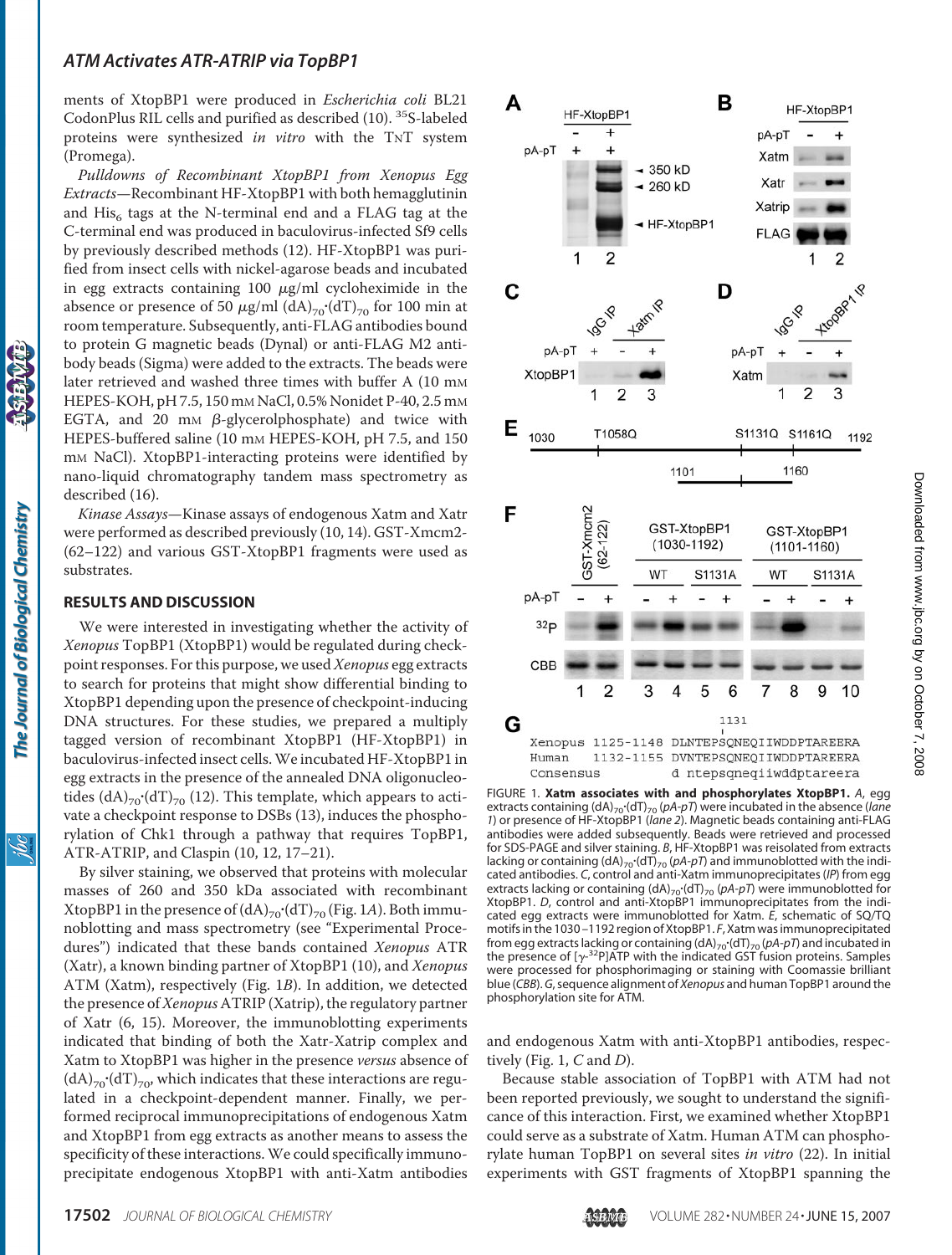ments of XtopBP1 were produced in *Escherichia coli* BL21 CodonPlus RIL cells and purified as described (10). $^{35}$S-labeled proteins were synthesized *in vitro* with the TNT system (Promega).

*Pulldowns of Recombinant XtopBP1 from Xenopus Egg Extracts*—Recombinant HF-XtopBP1 with both hemagglutinin and $His_6$ tags at the N-terminal end and a FLAG tag at the C-terminal end was produced in baculovirus-infected Sf9 cells by previously described methods (12). HF-XtopBP1 was purified from insect cells with nickel-agarose beads and incubated in egg extracts containing 100 μg/ml cycloheximide in the absence or presence of 50 μg/ml $(dA)_{70}\cdot(dT)_{70}$ for 100 min at room temperature. Subsequently, anti-FLAG antibodies bound to protein G magnetic beads (Dynal) or anti-FLAG M2 antibody beads (Sigma) were added to the extracts. The beads were later retrieved and washed three times with buffer A (10 mM HEPES-KOH, pH 7.5, 150 mM NaCl, 0.5% Nonidet P-40, 2.5 mM EGTA, and 20 mM β-glycerolphosphate) and twice with HEPES-buffered saline (10 mM HEPES-KOH, pH 7.5, and 150 mM NaCl). XtopBP1-interacting proteins were identified by nano-liquid chromatography tandem mass spectrometry as described (16).

*Kinase Assays*—Kinase assays of endogenous Xatm and Xatr were performed as described previously (10, 14). GST-Xmcm2-(62–122) and various GST-XtopBP1 fragments were used as substrates.

## RESULTS AND DISCUSSION

We were interested in investigating whether the activity of *Xenopus* TopBP1 (XtopBP1) would be regulated during checkpoint responses. For this purpose, we used *Xenopus* egg extracts to search for proteins that might show differential binding to XtopBP1 depending upon the presence of checkpoint-inducing DNA structures. For these studies, we prepared a multiply tagged version of recombinant XtopBP1 (HF-XtopBP1) in baculovirus-infected insect cells. We incubated HF-XtopBP1 in egg extracts in the presence of the annealed DNA oligonucleotides $(dA)_{70}\cdot(dT)_{70}$ (12). This template, which appears to activate a checkpoint response to DSBs (13), induces the phosphorylation of Chk1 through a pathway that requires TopBP1, ATR-ATRIP, and Claspin (10, 12, 17–21).

By silver staining, we observed that proteins with molecular masses of 260 and 350 kDa associated with recombinant XtopBP1 in the presence of $(dA)_{70}\cdot(dT)_{70}$ (Fig. 1*A*). Both immunoblotting and mass spectrometry (see "Experimental Procedures") indicated that these bands contained *Xenopus* ATR (Xatr), a known binding partner of XtopBP1 (10), and *Xenopus* ATM (Xatm), respectively (Fig. 1*B*). In addition, we detected the presence of *Xenopus* ATRIP (Xatrip), the regulatory partner of Xatr (6, 15). Moreover, the immunoblotting experiments indicated that binding of both the Xatr-Xatrip complex and Xatm to XtopBP1 was higher in the presence *versus* absence of $(dA)_{70}\cdot(dT)_{70}$, which indicates that these interactions are regulated in a checkpoint-dependent manner. Finally, we performed reciprocal immunoprecipitations of endogenous Xatm and XtopBP1 from egg extracts as another means to assess the specificity of these interactions. We could specifically immunoprecipitate endogenous XtopBP1 with anti-Xatm antibodies and endogenous Xatm with anti-XtopBP1 antibodies, respectively (Fig. 1, *C* and *D*).

FIGURE 1. **Xatm associates with and phosphorylates XtopBP1.** *A*, egg extracts containing $(dA)_{70}\cdot(dT)_{70}$ (*pA-pT*) were incubated in the absence (*lane 1*) or presence of HF-XtopBP1 (*lane 2*). Magnetic beads containing anti-FLAG antibodies were added subsequently. Beads were retrieved and processed for SDS-PAGE and silver staining. *B*, HF-XtopBP1 was reisolated from extracts lacking or containing $(dA)_{70}\cdot(dT)_{70}$ (*pA-pT*) and immunoblotted with the indicated antibodies. *C*, control and anti-Xatm immunoprecipitates (*IP*) from egg extracts lacking or containing $(dA)_{70}\cdot(dT)_{70}$ (*pA-pT*) were immunoblotted for XtopBP1. *D*, control and anti-XtopBP1 immunoprecipitates from the indicated egg extracts were immunoblotted for Xatm. *E*, schematic of SQ/TQ motifs in the 1030–1192 region of XtopBP1. *F*, Xatm was immunoprecipitated from egg extracts lacking or containing $(dA)_{70}\cdot(dT)_{70}$ (*pA-pT*) and incubated in the presence of [γ-$^{32}$P]ATP with the indicated GST fusion proteins. Samples were processed for phosphorimaging or staining with Coomassie brilliant blue (*CBB*). *G*, sequence alignment of *Xenopus* and human TopBP1 around the phosphorylation site for ATM.

Because stable association of TopBP1 with ATM had not been reported previously, we sought to understand the significance of this interaction. First, we examined whether XtopBP1 could serve as a substrate of Xatm. Human ATM can phosphorylate human TopBP1 on several sites *in vitro* (22). In initial experiments with GST fragments of XtopBP1 spanning the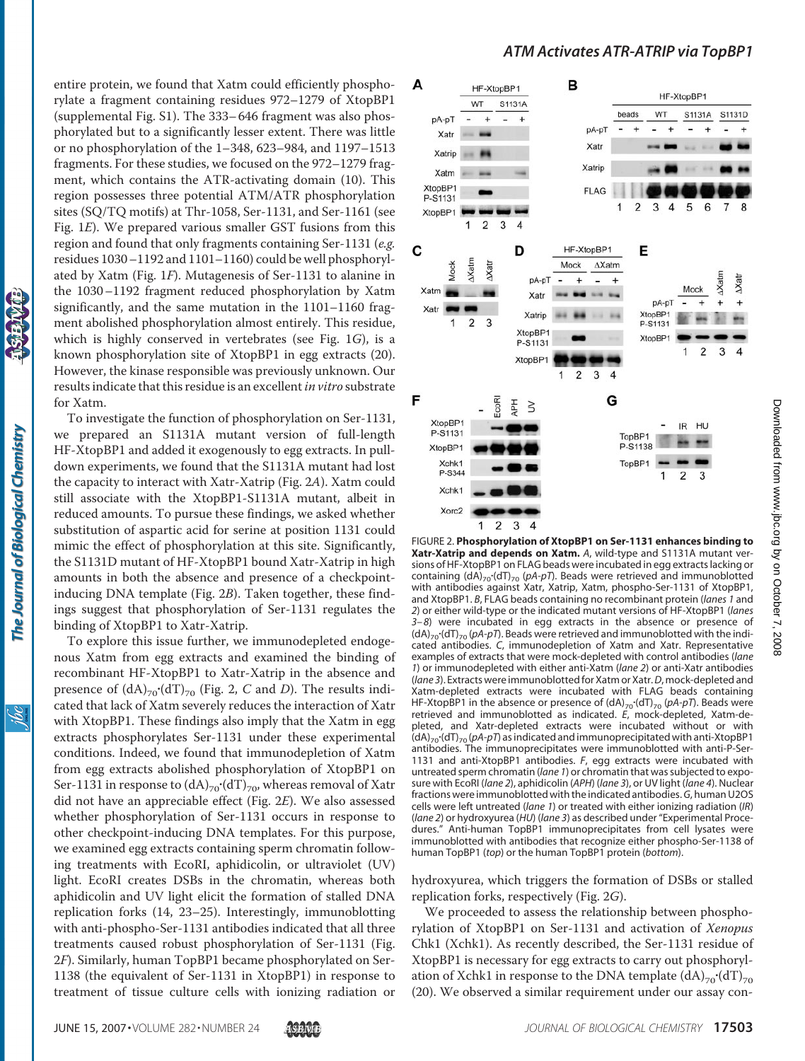entire protein, we found that Xatm could efficiently phosphorylate a fragment containing residues 972–1279 of XtopBP1 (supplemental Fig. S1). The 333–646 fragment was also phosphorylated but to a significantly lesser extent. There was little or no phosphorylation of the 1–348, 623–984, and 1197–1513 fragments. For these studies, we focused on the 972–1279 fragment, which contains the ATR-activating domain (10). This region possesses three potential ATM/ATR phosphorylation sites (SQ/TQ motifs) at Thr-1058, Ser-1131, and Ser-1161 (see Fig. 1*E*). We prepared various smaller GST fusions from this region and found that only fragments containing Ser-1131 (*e.g.* residues 1030–1192 and 1101–1160) could be well phosphorylated by Xatm (Fig. 1*F*). Mutagenesis of Ser-1131 to alanine in the 1030–1192 fragment reduced phosphorylation by Xatm significantly, and the same mutation in the 1101–1160 fragment abolished phosphorylation almost entirely. This residue, which is highly conserved in vertebrates (see Fig. 1*G*), is a known phosphorylation site of XtopBP1 in egg extracts (20). However, the kinase responsible was previously unknown. Our results indicate that this residue is an excellent *in vitro* substrate for Xatm.

To investigate the function of phosphorylation on Ser-1131, we prepared an S1131A mutant version of full-length HF-XtopBP1 and added it exogenously to egg extracts. In pull-down experiments, we found that the S1131A mutant had lost the capacity to interact with Xatr-Xatrip (Fig. 2*A*). Xatm could still associate with the XtopBP1-S1131A mutant, albeit in reduced amounts. To pursue these findings, we asked whether substitution of aspartic acid for serine at position 1131 could mimic the effect of phosphorylation at this site. Significantly, the S1131D mutant of HF-XtopBP1 bound Xatr-Xatrip in high amounts in both the absence and presence of a checkpoint-inducing DNA template (Fig. 2*B*). Taken together, these findings suggest that phosphorylation of Ser-1131 regulates the binding of XtopBP1 to Xatr-Xatrip.

To explore this issue further, we immunodepleted endogenous Xatm from egg extracts and examined the binding of recombinant HF-XtopBP1 to Xatr-Xatrip in the absence and presence of $(dA)_{70}\cdot(dT)_{70}$ (Fig. 2, *C* and *D*). The results indicated that lack of Xatm severely reduces the interaction of Xatr with XtopBP1. These findings also imply that the Xatm in egg extracts phosphorylates Ser-1131 under these experimental conditions. Indeed, we found that immunodepletion of Xatm from egg extracts abolished phosphorylation of XtopBP1 on Ser-1131 in response to $(dA)_{70}\cdot(dT)_{70}$, whereas removal of Xatr did not have an appreciable effect (Fig. 2*E*). We also assessed whether phosphorylation of Ser-1131 occurs in response to other checkpoint-inducing DNA templates. For this purpose, we examined egg extracts containing sperm chromatin following treatments with EcoRI, aphidicolin, or ultraviolet (UV) light. EcoRI creates DSBs in the chromatin, whereas both aphidicolin and UV light elicit the formation of stalled DNA replication forks (14, 23–25). Interestingly, immunoblotting with anti-phospho-Ser-1131 antibodies indicated that all three treatments caused robust phosphorylation of Ser-1131 (Fig. 2*F*). Similarly, human TopBP1 became phosphorylated on Ser-1138 (the equivalent of Ser-1131 in XtopBP1) in response to treatment of tissue culture cells with ionizing radiation or hydroxyurea, which triggers the formation of DSBs or stalled replication forks, respectively (Fig. 2*G*).

We proceeded to assess the relationship between phosphorylation of XtopBP1 on Ser-1131 and activation of *Xenopus* Chk1 (Xchk1). As recently described, the Ser-1131 residue of XtopBP1 is necessary for egg extracts to carry out phosphorylation of Xchk1 in response to the DNA template $(dA)_{70}\cdot(dT)_{70}$ (20). We observed a similar requirement under our assay con-

FIGURE 2. **Phosphorylation of XtopBP1 on Ser-1131 enhances binding to Xatr-Xatrip and depends on Xatm.** *A*, wild-type and S1131A mutant versions of HF-XtopBP1 on FLAG beads were incubated in egg extracts lacking or containing $(dA)_{70}\cdot(dT)_{70}$ (*pA-pT*). Beads were retrieved and immunoblotted with antibodies against Xatr, Xatrip, Xatm, phospho-Ser-1131 of XtopBP1, and XtopBP1. *B*, FLAG beads containing no recombinant protein (*lanes 1* and *2*) or either wild-type or the indicated mutant versions of HF-XtopBP1 (*lanes 3–8*) were incubated in egg extracts in the absence or presence of $(dA)_{70}\cdot(dT)_{70}$ (*pA-pT*). Beads were retrieved and immunoblotted with the indicated antibodies. *C*, immunodepletion of Xatm and Xatr. Representative examples of extracts that were mock-depleted with control antibodies (*lane 1*) or immunodepleted with either anti-Xatm (*lane 2*) or anti-Xatr antibodies (*lane 3*). Extracts were immunoblotted for Xatm or Xatr. *D*, mock-depleted and Xatm-depleted extracts were incubated with FLAG beads containing HF-XtopBP1 in the absence or presence of $(dA)_{70}\cdot(dT)_{70}$ (*pA-pT*). Beads were retrieved and immunoblotted as indicated. *E*, mock-depleted, Xatm-depleted, and Xatr-depleted extracts were incubated without or with $(dA)_{70}\cdot(dT)_{70}$ (*pA-pT*) as indicated and immunoprecipitated with anti-XtopBP1 antibodies. The immunoprecipitates were immunoblotted with anti-P-Ser-1131 and anti-XtopBP1 antibodies. *F*, egg extracts were incubated with untreated sperm chromatin (*lane 1*) or chromatin that was subjected to exposure with EcoRI (*lane 2*), aphidicolin (*APH*) (*lane 3*), or UV light (*lane 4*). Nuclear fractions were immunoblotted with the indicated antibodies. *G*, human U2OS cells were left untreated (*lane 1*) or treated with either ionizing radiation (*IR*) (*lane 2*) or hydroxyurea (*HU*) (*lane 3*) as described under "Experimental Procedures." Anti-human TopBP1 immunoprecipitates from cell lysates were immunoblotted with antibodies that recognize either phospho-Ser-1138 of human TopBP1 (*top*) or the human TopBP1 protein (*bottom*).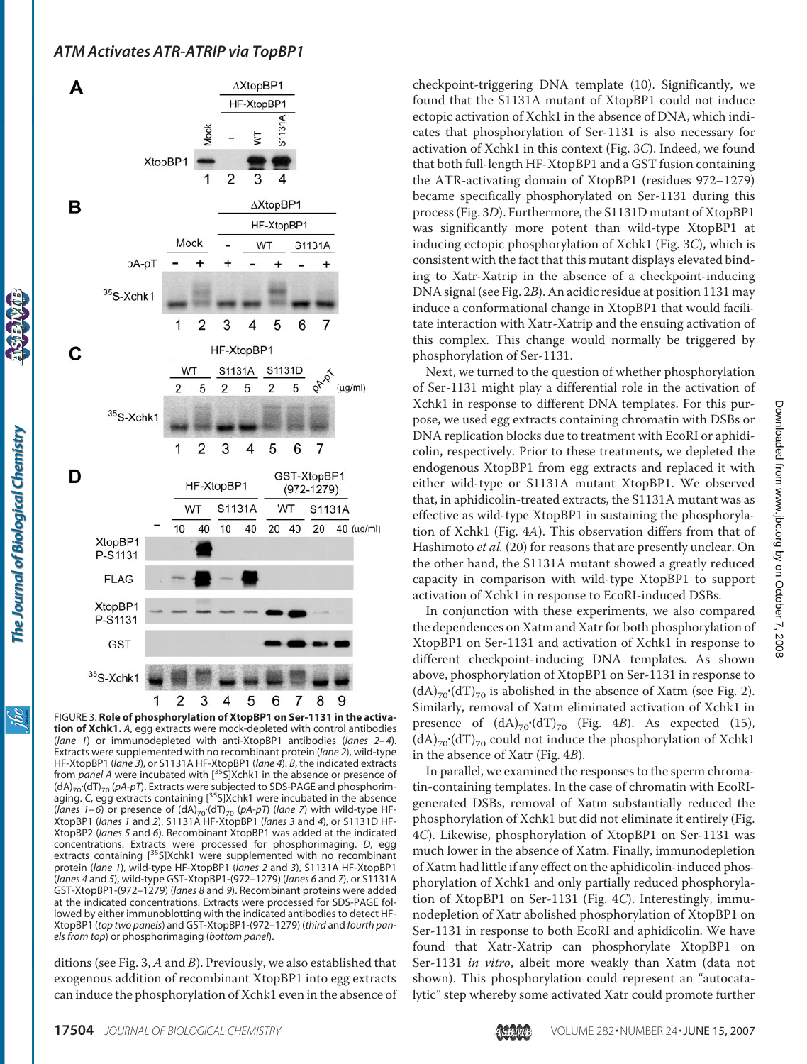**FIGURE 3. Role of phosphorylation of XtopBP1 on Ser-1131 in the activation of Xchk1.** *A*, egg extracts were mock-depleted with control antibodies (*lane 1*) or immunodepleted with anti-XtopBP1 antibodies (*lanes 2–4*). Extracts were supplemented with no recombinant protein (*lane 2*), wild-type HF-XtopBP1 (*lane 3*), or S1131A HF-XtopBP1 (*lane 4*). *B*, the indicated extracts from *panel A* were incubated with [$^{35}$S]Xchk1 in the absence or presence of $(dA)_{70}\cdot(dT)_{70}$ (*pA-pT*). Extracts were subjected to SDS-PAGE and phosphorimaging. *C*, egg extracts containing [$^{35}$S]Xchk1 were incubated in the absence (*lanes 1–6*) or presence of $(dA)_{70}\cdot(dT)_{70}$ (*pA-pT*) (*lane 7*) with wild-type HF-XtopBP1 (*lanes 1* and *2*), S1131A HF-XtopBP1 (*lanes 3* and *4*), or S1131D HF-XtopBP2 (*lanes 5* and *6*). Recombinant XtopBP1 was added at the indicated concentrations. Extracts were processed for phosphorimaging. *D*, egg extracts containing [$^{35}$S]Xchk1 were supplemented with no recombinant protein (*lane 1*), wild-type HF-XtopBP1 (*lanes 2* and *3*), S1131A HF-XtopBP1 (*lanes 4* and *5*), wild-type GST-XtopBP1-(972–1279) (*lanes 6* and *7*), or S1131A GST-XtopBP1-(972–1279) (*lanes 8* and *9*). Recombinant proteins were added at the indicated concentrations. Extracts were processed for SDS-PAGE followed by either immunoblotting with the indicated antibodies to detect HF-XtopBP1 (*top two panels*) and GST-XtopBP1-(972–1279) (*third* and *fourth panels from top*) or phosphorimaging (*bottom panel*).

ditions (see Fig. 3, *A* and *B*). Previously, we also established that exogenous addition of recombinant XtopBP1 into egg extracts can induce the phosphorylation of Xchk1 even in the absence of checkpoint-triggering DNA template (10). Significantly, we found that the S1131A mutant of XtopBP1 could not induce ectopic activation of Xchk1 in the absence of DNA, which indicates that phosphorylation of Ser-1131 is also necessary for activation of Xchk1 in this context (Fig. 3*C*). Indeed, we found that both full-length HF-XtopBP1 and a GST fusion containing the ATR-activating domain of XtopBP1 (residues 972–1279) became specifically phosphorylated on Ser-1131 during this process (Fig. 3*D*). Furthermore, the S1131D mutant of XtopBP1 was significantly more potent than wild-type XtopBP1 at inducing ectopic phosphorylation of Xchk1 (Fig. 3*C*), which is consistent with the fact that this mutant displays elevated binding to Xatr-Xatrip in the absence of a checkpoint-inducing DNA signal (see Fig. 2*B*). An acidic residue at position 1131 may induce a conformational change in XtopBP1 that would facilitate interaction with Xatr-Xatrip and the ensuing activation of this complex. This change would normally be triggered by phosphorylation of Ser-1131.

Next, we turned to the question of whether phosphorylation of Ser-1131 might play a differential role in the activation of Xchk1 in response to different DNA templates. For this purpose, we used egg extracts containing chromatin with DSBs or DNA replication blocks due to treatment with EcoRI or aphidicolin, respectively. Prior to these treatments, we depleted the endogenous XtopBP1 from egg extracts and replaced it with either wild-type or S1131A mutant XtopBP1. We observed that, in aphidicolin-treated extracts, the S1131A mutant was as effective as wild-type XtopBP1 in sustaining the phosphorylation of Xchk1 (Fig. 4*A*). This observation differs from that of Hashimoto *et al.* (20) for reasons that are presently unclear. On the other hand, the S1131A mutant showed a greatly reduced capacity in comparison with wild-type XtopBP1 to support activation of Xchk1 in response to EcoRI-induced DSBs.

In conjunction with these experiments, we also compared the dependences on Xatm and Xatr for both phosphorylation of XtopBP1 on Ser-1131 and activation of Xchk1 in response to different checkpoint-inducing DNA templates. As shown above, phosphorylation of XtopBP1 on Ser-1131 in response to $(dA)_{70}\cdot(dT)_{70}$ is abolished in the absence of Xatm (see Fig. 2). Similarly, removal of Xatm eliminated activation of Xchk1 in presence of $(dA)_{70}\cdot(dT)_{70}$ (Fig. 4*B*). As expected (15), $(dA)_{70}\cdot(dT)_{70}$ could not induce the phosphorylation of Xchk1 in the absence of Xatr (Fig. 4*B*).

In parallel, we examined the responses to the sperm chromatin-containing templates. In the case of chromatin with EcoRI-generated DSBs, removal of Xatm substantially reduced the phosphorylation of Xchk1 but did not eliminate it entirely (Fig. 4*C*). Likewise, phosphorylation of XtopBP1 on Ser-1131 was much lower in the absence of Xatm. Finally, immunodepletion of Xatm had little if any effect on the aphidicolin-induced phosphorylation of Xchk1 and only partially reduced phosphorylation of XtopBP1 on Ser-1131 (Fig. 4*C*). Interestingly, immunodepletion of Xatr abolished phosphorylation of XtopBP1 on Ser-1131 in response to both EcoRI and aphidicolin. We have found that Xatr-Xatrip can phosphorylate XtopBP1 on Ser-1131 *in vitro*, albeit more weakly than Xatm (data not shown). This phosphorylation could represent an "autocatalytic" step whereby some activated Xatr could promote further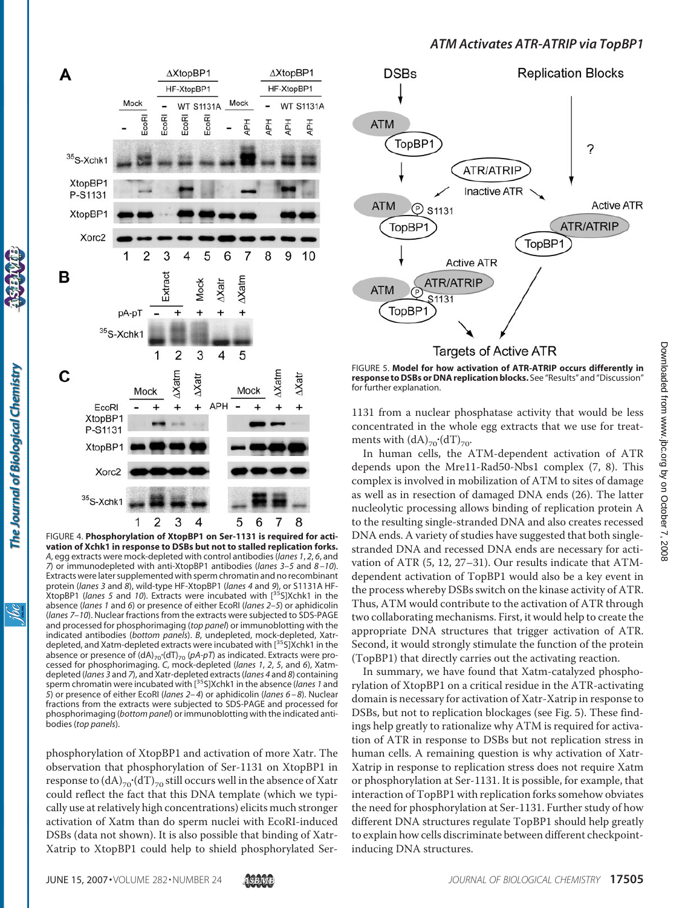FIGURE 4. **Phosphorylation of XtopBP1 on Ser-1131 is required for activation of Xchk1 in response to DSBs but not to stalled replication forks.** *A*, egg extracts were mock-depleted with control antibodies (*lanes 1*, *2*, *6*, and *7*) or immunodepleted with anti-XtopBP1 antibodies (*lanes 3–5* and *8–10*). Extracts were later supplemented with sperm chromatin and no recombinant protein (*lanes 3* and *8*), wild-type HF-XtopBP1 (*lanes 4* and *9*), or S1131A HF-XtopBP1 (*lanes 5* and *10*). Extracts were incubated with [$^{35}$S]Xchk1 in the absence (*lanes 1* and *6*) or presence of either EcoRI (*lanes 2–5*) or aphidicolin (*lanes 7–10*). Nuclear fractions from the extracts were subjected to SDS-PAGE and processed for phosphorimaging (*top panel*) or immunoblotting with the indicated antibodies (*bottom panels*). *B*, undepleted, mock-depleted, Xatr-depleted, and Xatm-depleted extracts were incubated with [$^{35}$S]Xchk1 in the absence or presence of $(dA)_{70}{\cdot}(dT)_{70}$ (*pA-pT*) as indicated. Extracts were processed for phosphorimaging. *C*, mock-depleted (*lanes 1*, *2*, *5*, and *6*), Xatm-depleted (*lanes 3* and *7*), and Xatr-depleted extracts (*lanes 4* and *8*) containing sperm chromatin were incubated with [$^{35}$S]Xchk1 in the absence (*lanes 1* and *5*) or presence of either EcoRI (*lanes 2–4*) or aphidicolin (*lanes 6–8*). Nuclear fractions from the extracts were subjected to SDS-PAGE and processed for phosphorimaging (*bottom panel*) or immunoblotting with the indicated antibodies (*top panels*).

phosphorylation of XtopBP1 and activation of more Xatr. The observation that phosphorylation of Ser-1131 on XtopBP1 in response to $(dA)_{70}{\cdot}(dT)_{70}$ still occurs well in the absence of Xatr could reflect the fact that this DNA template (which we typically use at relatively high concentrations) elicits much stronger activation of Xatm than do sperm nuclei with EcoRI-induced DSBs (data not shown). It is also possible that binding of Xatr-Xatrip to XtopBP1 could help to shield phosphorylated Ser-1131 from a nuclear phosphatase activity that would be less concentrated in the whole egg extracts that we use for treatments with $(dA)_{70}{\cdot}(dT)_{70}$.

In human cells, the ATM-dependent activation of ATR depends upon the Mre11-Rad50-Nbs1 complex (7, 8). This complex is involved in mobilization of ATM to sites of damage as well as in resection of damaged DNA ends (26). The latter nucleolytic processing allows binding of replication protein A to the resulting single-stranded DNA and also creates recessed DNA ends. A variety of studies have suggested that both single-stranded DNA and recessed DNA ends are necessary for activation of ATR (5, 12, 27–31). Our results indicate that ATM-dependent activation of TopBP1 would also be a key event in the process whereby DSBs switch on the kinase activity of ATR. Thus, ATM would contribute to the activation of ATR through two collaborating mechanisms. First, it would help to create the appropriate DNA structures that trigger activation of ATR. Second, it would strongly stimulate the function of the protein (TopBP1) that directly carries out the activating reaction.

FIGURE 5. **Model for how activation of ATR-ATRIP occurs differently in response to DSBs or DNA replication blocks.** See "Results" and "Discussion" for further explanation.

In summary, we have found that Xatm-catalyzed phosphorylation of XtopBP1 on a critical residue in the ATR-activating domain is necessary for activation of Xatr-Xatrip in response to DSBs, but not to replication blockages (see Fig. 5). These findings help greatly to rationalize why ATM is required for activation of ATR in response to DSBs but not replication stress in human cells. A remaining question is why activation of Xatr-Xatrip in response to replication stress does not require Xatm or phosphorylation at Ser-1131. It is possible, for example, that interaction of TopBP1 with replication forks somehow obviates the need for phosphorylation at Ser-1131. Further study of how different DNA structures regulate TopBP1 should help greatly to explain how cells discriminate between different checkpoint-inducing DNA structures.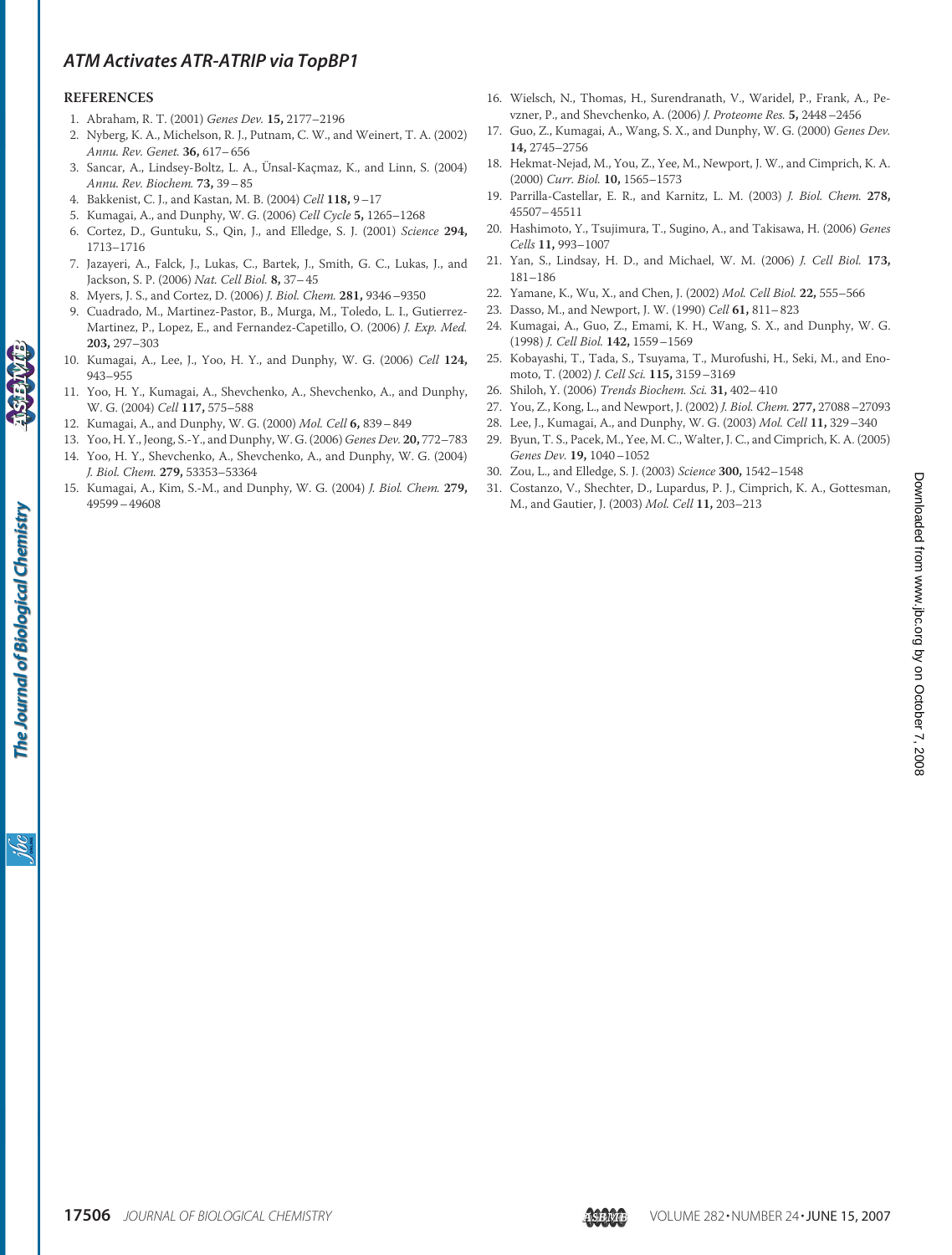## REFERENCES

1. Abraham, R. T. (2001) *Genes Dev.* **15,** 2177–2196
2. Nyberg, K. A., Michelson, R. J., Putnam, C. W., and Weinert, T. A. (2002) *Annu. Rev. Genet.* **36,** 617–656
3. Sancar, A., Lindsey-Boltz, L. A., Ünsal-Kaçmaz, K., and Linn, S. (2004) *Annu. Rev. Biochem.* **73,** 39–85
4. Bakkenist, C. J., and Kastan, M. B. (2004) *Cell* **118,** 9–17
5. Kumagai, A., and Dunphy, W. G. (2006) *Cell Cycle* **5,** 1265–1268
6. Cortez, D., Guntuku, S., Qin, J., and Elledge, S. J. (2001) *Science* **294,** 1713–1716
7. Jazayeri, A., Falck, J., Lukas, C., Bartek, J., Smith, G. C., Lukas, J., and Jackson, S. P. (2006) *Nat. Cell Biol.* **8,** 37–45
8. Myers, J. S., and Cortez, D. (2006) *J. Biol. Chem.* **281,** 9346–9350
9. Cuadrado, M., Martinez-Pastor, B., Murga, M., Toledo, L. I., Gutierrez-Martinez, P., Lopez, E., and Fernandez-Capetillo, O. (2006) *J. Exp. Med.* **203,** 297–303
10. Kumagai, A., Lee, J., Yoo, H. Y., and Dunphy, W. G. (2006) *Cell* **124,** 943–955
11. Yoo, H. Y., Kumagai, A., Shevchenko, A., Shevchenko, A., and Dunphy, W. G. (2004) *Cell* **117,** 575–588
12. Kumagai, A., and Dunphy, W. G. (2000) *Mol. Cell* **6,** 839–849
13. Yoo, H. Y., Jeong, S.-Y., and Dunphy, W. G. (2006) *Genes Dev.* **20,** 772–783
14. Yoo, H. Y., Shevchenko, A., Shevchenko, A., and Dunphy, W. G. (2004) *J. Biol. Chem.* **279,** 53353–53364
15. Kumagai, A., Kim, S.-M., and Dunphy, W. G. (2004) *J. Biol. Chem.* **279,** 49599–49608
16. Wielsch, N., Thomas, H., Surendranath, V., Waridel, P., Frank, A., Pevzner, P., and Shevchenko, A. (2006) *J. Proteome Res.* **5,** 2448–2456
17. Guo, Z., Kumagai, A., Wang, S. X., and Dunphy, W. G. (2000) *Genes Dev.* **14,** 2745–2756
18. Hekmat-Nejad, M., You, Z., Yee, M., Newport, J. W., and Cimprich, K. A. (2000) *Curr. Biol.* **10,** 1565–1573
19. Parrilla-Castellar, E. R., and Karnitz, L. M. (2003) *J. Biol. Chem.* **278,** 45507–45511
20. Hashimoto, Y., Tsujimura, T., Sugino, A., and Takisawa, H. (2006) *Genes Cells* **11,** 993–1007
21. Yan, S., Lindsay, H. D., and Michael, W. M. (2006) *J. Cell Biol.* **173,** 181–186
22. Yamane, K., Wu, X., and Chen, J. (2002) *Mol. Cell Biol.* **22,** 555–566
23. Dasso, M., and Newport, J. W. (1990) *Cell* **61,** 811–823
24. Kumagai, A., Guo, Z., Emami, K. H., Wang, S. X., and Dunphy, W. G. (1998) *J. Cell Biol.* **142,** 1559–1569
25. Kobayashi, T., Tada, S., Tsuyama, T., Murofushi, H., Seki, M., and Enomoto, T. (2002) *J. Cell Sci.* **115,** 3159–3169
26. Shiloh, Y. (2006) *Trends Biochem. Sci.* **31,** 402–410
27. You, Z., Kong, L., and Newport, J. (2002) *J. Biol. Chem.* **277,** 27088–27093
28. Lee, J., Kumagai, A., and Dunphy, W. G. (2003) *Mol. Cell* **11,** 329–340
29. Byun, T. S., Pacek, M., Yee, M. C., Walter, J. C., and Cimprich, K. A. (2005) *Genes Dev.* **19,** 1040–1052
30. Zou, L., and Elledge, S. J. (2003) *Science* **300,** 1542–1548
31. Costanzo, V., Shechter, D., Lupardus, P. J., Cimprich, K. A., Gottesman, M., and Gautier, J. (2003) *Mol. Cell* **11,** 203–213